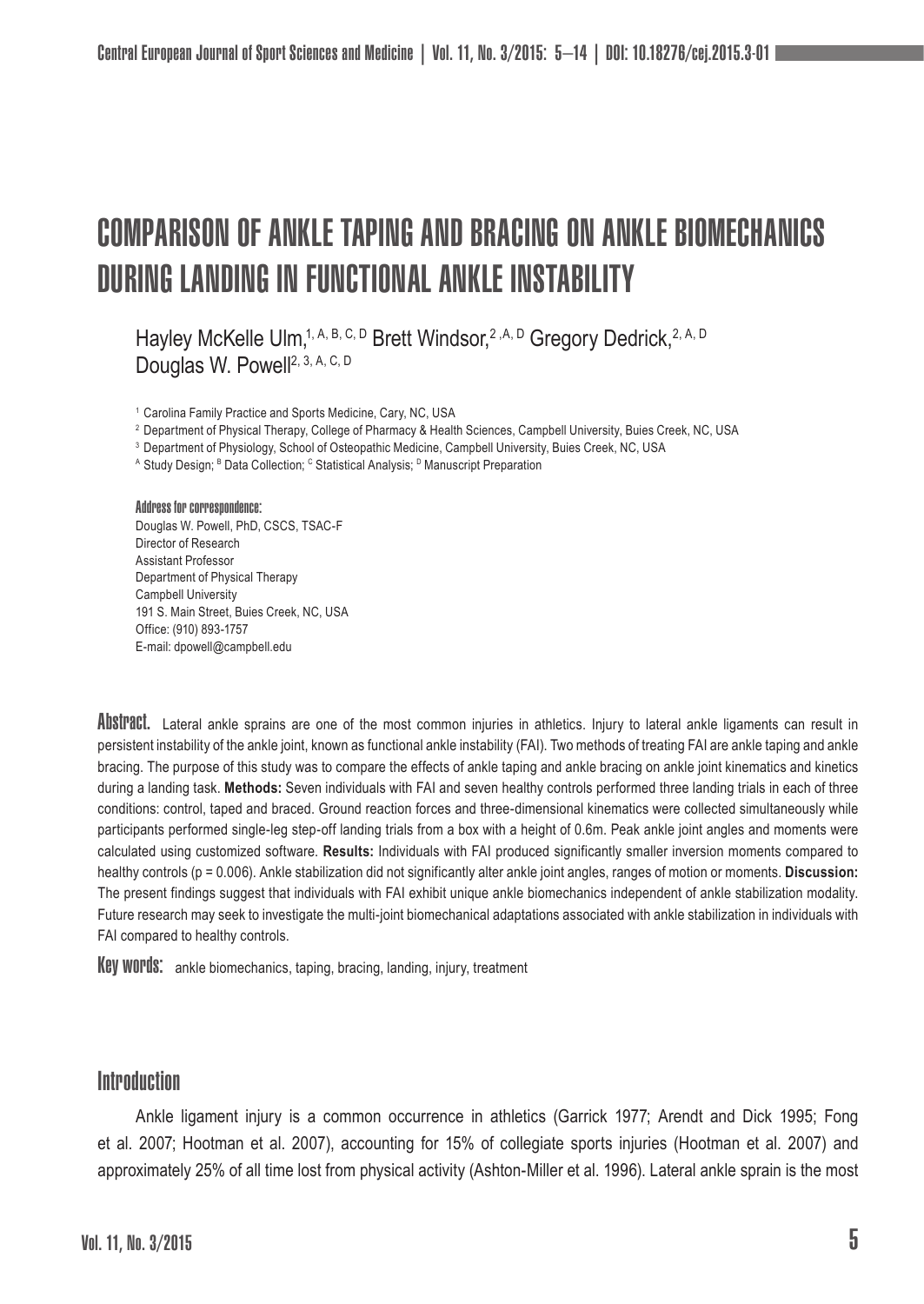# COMPARISON OF ANKLE TAPING AND BRACING ON ANKLE BIOMECHANICS DURING LANDING IN FUNCTIONAL ANKLE INSTABILITY

Hayley McKelle Ulm,[1, A, B, C, D] Brett Windsor,[2, A, D] Gregory Dedrick,[2, A, D] Douglas W. Powell[2, 3, A, C, D]

[1] Carolina Family Practice and Sports Medicine, Cary, NC, USA

[2] Department of Physical Therapy, College of Pharmacy & Health Sciences, Campbell University, Buies Creek, NC, USA

[3] Department of Physiology, School of Osteopathic Medicine, Campbell University, Buies Creek, NC, USA

[A] Study Design; [B] Data Collection; [C] Statistical Analysis; [D] Manuscript Preparation

**Address for correspondence:**
Douglas W. Powell, PhD, CSCS, TSAC-F
Director of Research
Assistant Professor
Department of Physical Therapy
Campbell University
191 S. Main Street, Buies Creek, NC, USA
Office: (910) 893-1757
E-mail: dpowell@campbell.edu

**Abstract.** Lateral ankle sprains are one of the most common injuries in athletics. Injury to lateral ankle ligaments can result in persistent instability of the ankle joint, known as functional ankle instability (FAI). Two methods of treating FAI are ankle taping and ankle bracing. The purpose of this study was to compare the effects of ankle taping and ankle bracing on ankle joint kinematics and kinetics during a landing task. **Methods:** Seven individuals with FAI and seven healthy controls performed three landing trials in each of three conditions: control, taped and braced. Ground reaction forces and three-dimensional kinematics were collected simultaneously while participants performed single-leg step-off landing trials from a box with a height of 0.6m. Peak ankle joint angles and moments were calculated using customized software. **Results:** Individuals with FAI produced significantly smaller inversion moments compared to healthy controls ($p = 0.006$). Ankle stabilization did not significantly alter ankle joint angles, ranges of motion or moments. **Discussion:** The present findings suggest that individuals with FAI exhibit unique ankle biomechanics independent of ankle stabilization modality. Future research may seek to investigate the multi-joint biomechanical adaptations associated with ankle stabilization in individuals with FAI compared to healthy controls.

**Key words:** ankle biomechanics, taping, bracing, landing, injury, treatment

## Introduction

Ankle ligament injury is a common occurrence in athletics (Garrick 1977; Arendt and Dick 1995; Fong et al. 2007; Hootman et al. 2007), accounting for 15% of collegiate sports injuries (Hootman et al. 2007) and approximately 25% of all time lost from physical activity (Ashton-Miller et al. 1996). Lateral ankle sprain is the most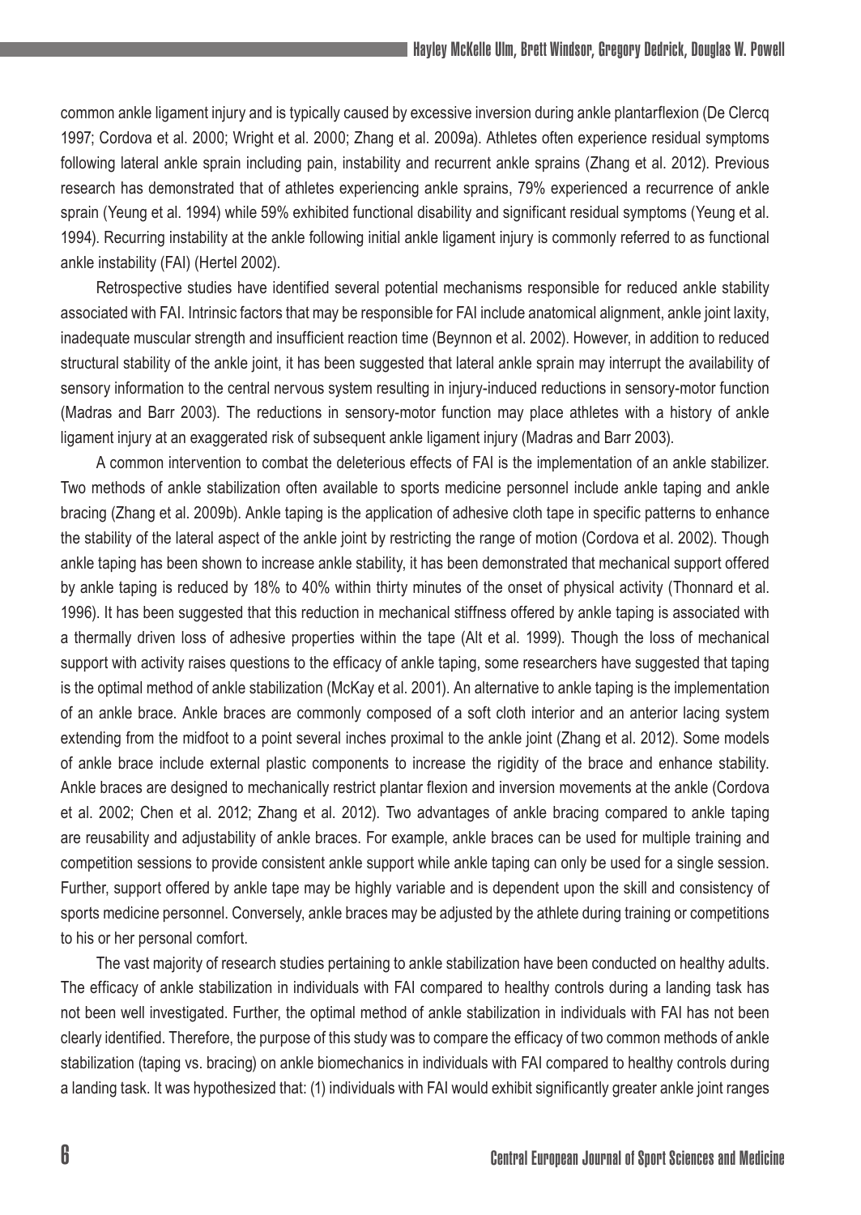common ankle ligament injury and is typically caused by excessive inversion during ankle plantarflexion (De Clercq 1997; Cordova et al. 2000; Wright et al. 2000; Zhang et al. 2009a). Athletes often experience residual symptoms following lateral ankle sprain including pain, instability and recurrent ankle sprains (Zhang et al. 2012). Previous research has demonstrated that of athletes experiencing ankle sprains, 79% experienced a recurrence of ankle sprain (Yeung et al. 1994) while 59% exhibited functional disability and significant residual symptoms (Yeung et al. 1994). Recurring instability at the ankle following initial ankle ligament injury is commonly referred to as functional ankle instability (FAI) (Hertel 2002).

Retrospective studies have identified several potential mechanisms responsible for reduced ankle stability associated with FAI. Intrinsic factors that may be responsible for FAI include anatomical alignment, ankle joint laxity, inadequate muscular strength and insufficient reaction time (Beynnon et al. 2002). However, in addition to reduced structural stability of the ankle joint, it has been suggested that lateral ankle sprain may interrupt the availability of sensory information to the central nervous system resulting in injury-induced reductions in sensory-motor function (Madras and Barr 2003). The reductions in sensory-motor function may place athletes with a history of ankle ligament injury at an exaggerated risk of subsequent ankle ligament injury (Madras and Barr 2003).

A common intervention to combat the deleterious effects of FAI is the implementation of an ankle stabilizer. Two methods of ankle stabilization often available to sports medicine personnel include ankle taping and ankle bracing (Zhang et al. 2009b). Ankle taping is the application of adhesive cloth tape in specific patterns to enhance the stability of the lateral aspect of the ankle joint by restricting the range of motion (Cordova et al. 2002). Though ankle taping has been shown to increase ankle stability, it has been demonstrated that mechanical support offered by ankle taping is reduced by 18% to 40% within thirty minutes of the onset of physical activity (Thonnard et al. 1996). It has been suggested that this reduction in mechanical stiffness offered by ankle taping is associated with a thermally driven loss of adhesive properties within the tape (Alt et al. 1999). Though the loss of mechanical support with activity raises questions to the efficacy of ankle taping, some researchers have suggested that taping is the optimal method of ankle stabilization (McKay et al. 2001). An alternative to ankle taping is the implementation of an ankle brace. Ankle braces are commonly composed of a soft cloth interior and an anterior lacing system extending from the midfoot to a point several inches proximal to the ankle joint (Zhang et al. 2012). Some models of ankle brace include external plastic components to increase the rigidity of the brace and enhance stability. Ankle braces are designed to mechanically restrict plantar flexion and inversion movements at the ankle (Cordova et al. 2002; Chen et al. 2012; Zhang et al. 2012). Two advantages of ankle bracing compared to ankle taping are reusability and adjustability of ankle braces. For example, ankle braces can be used for multiple training and competition sessions to provide consistent ankle support while ankle taping can only be used for a single session. Further, support offered by ankle tape may be highly variable and is dependent upon the skill and consistency of sports medicine personnel. Conversely, ankle braces may be adjusted by the athlete during training or competitions to his or her personal comfort.

The vast majority of research studies pertaining to ankle stabilization have been conducted on healthy adults. The efficacy of ankle stabilization in individuals with FAI compared to healthy controls during a landing task has not been well investigated. Further, the optimal method of ankle stabilization in individuals with FAI has not been clearly identified. Therefore, the purpose of this study was to compare the efficacy of two common methods of ankle stabilization (taping vs. bracing) on ankle biomechanics in individuals with FAI compared to healthy controls during a landing task. It was hypothesized that: (1) individuals with FAI would exhibit significantly greater ankle joint ranges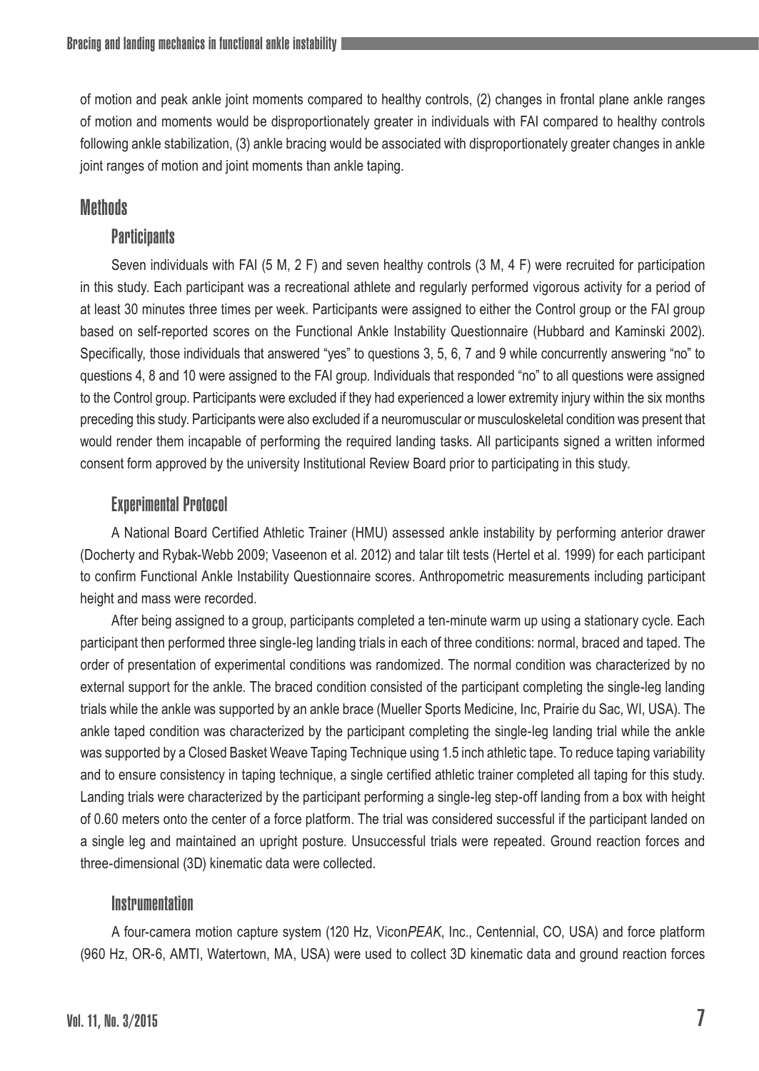of motion and peak ankle joint moments compared to healthy controls, (2) changes in frontal plane ankle ranges of motion and moments would be disproportionately greater in individuals with FAI compared to healthy controls following ankle stabilization, (3) ankle bracing would be associated with disproportionately greater changes in ankle joint ranges of motion and joint moments than ankle taping.

## Methods

### Participants

Seven individuals with FAI (5 M, 2 F) and seven healthy controls (3 M, 4 F) were recruited for participation in this study. Each participant was a recreational athlete and regularly performed vigorous activity for a period of at least 30 minutes three times per week. Participants were assigned to either the Control group or the FAI group based on self-reported scores on the Functional Ankle Instability Questionnaire (Hubbard and Kaminski 2002). Specifically, those individuals that answered "yes" to questions 3, 5, 6, 7 and 9 while concurrently answering "no" to questions 4, 8 and 10 were assigned to the FAI group. Individuals that responded "no" to all questions were assigned to the Control group. Participants were excluded if they had experienced a lower extremity injury within the six months preceding this study. Participants were also excluded if a neuromuscular or musculoskeletal condition was present that would render them incapable of performing the required landing tasks. All participants signed a written informed consent form approved by the university Institutional Review Board prior to participating in this study.

### Experimental Protocol

A National Board Certified Athletic Trainer (HMU) assessed ankle instability by performing anterior drawer (Docherty and Rybak-Webb 2009; Vaseenon et al. 2012) and talar tilt tests (Hertel et al. 1999) for each participant to confirm Functional Ankle Instability Questionnaire scores. Anthropometric measurements including participant height and mass were recorded.

After being assigned to a group, participants completed a ten-minute warm up using a stationary cycle. Each participant then performed three single-leg landing trials in each of three conditions: normal, braced and taped. The order of presentation of experimental conditions was randomized. The normal condition was characterized by no external support for the ankle. The braced condition consisted of the participant completing the single-leg landing trials while the ankle was supported by an ankle brace (Mueller Sports Medicine, Inc, Prairie du Sac, WI, USA). The ankle taped condition was characterized by the participant completing the single-leg landing trial while the ankle was supported by a Closed Basket Weave Taping Technique using 1.5 inch athletic tape. To reduce taping variability and to ensure consistency in taping technique, a single certified athletic trainer completed all taping for this study. Landing trials were characterized by the participant performing a single-leg step-off landing from a box with height of 0.60 meters onto the center of a force platform. The trial was considered successful if the participant landed on a single leg and maintained an upright posture. Unsuccessful trials were repeated. Ground reaction forces and three-dimensional (3D) kinematic data were collected.

### Instrumentation

A four-camera motion capture system (120 Hz, Vicon*PEAK*, Inc., Centennial, CO, USA) and force platform (960 Hz, OR-6, AMTI, Watertown, MA, USA) were used to collect 3D kinematic data and ground reaction forces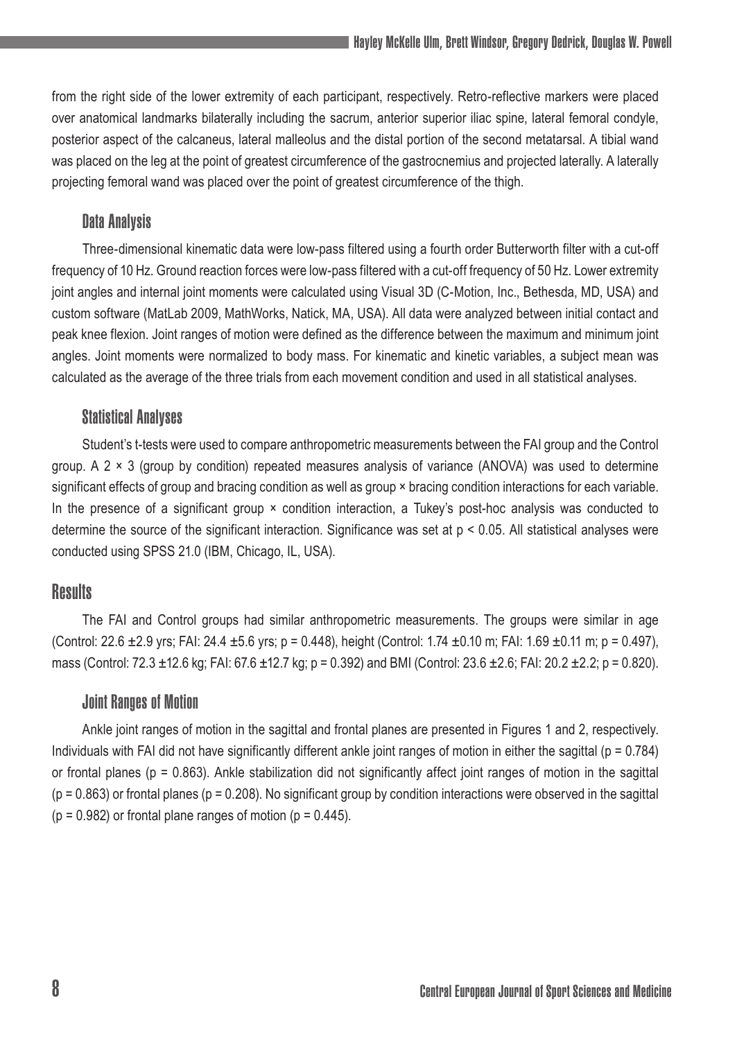from the right side of the lower extremity of each participant, respectively. Retro-reflective markers were placed over anatomical landmarks bilaterally including the sacrum, anterior superior iliac spine, lateral femoral condyle, posterior aspect of the calcaneus, lateral malleolus and the distal portion of the second metatarsal. A tibial wand was placed on the leg at the point of greatest circumference of the gastrocnemius and projected laterally. A laterally projecting femoral wand was placed over the point of greatest circumference of the thigh.

### Data Analysis

Three-dimensional kinematic data were low-pass filtered using a fourth order Butterworth filter with a cut-off frequency of 10 Hz. Ground reaction forces were low-pass filtered with a cut-off frequency of 50 Hz. Lower extremity joint angles and internal joint moments were calculated using Visual 3D (C-Motion, Inc., Bethesda, MD, USA) and custom software (MatLab 2009, MathWorks, Natick, MA, USA). All data were analyzed between initial contact and peak knee flexion. Joint ranges of motion were defined as the difference between the maximum and minimum joint angles. Joint moments were normalized to body mass. For kinematic and kinetic variables, a subject mean was calculated as the average of the three trials from each movement condition and used in all statistical analyses.

### Statistical Analyses

Student's t-tests were used to compare anthropometric measurements between the FAI group and the Control group. A 2 × 3 (group by condition) repeated measures analysis of variance (ANOVA) was used to determine significant effects of group and bracing condition as well as group × bracing condition interactions for each variable. In the presence of a significant group × condition interaction, a Tukey's post-hoc analysis was conducted to determine the source of the significant interaction. Significance was set at $p < 0.05$. All statistical analyses were conducted using SPSS 21.0 (IBM, Chicago, IL, USA).

## Results

The FAI and Control groups had similar anthropometric measurements. The groups were similar in age (Control: 22.6 ±2.9 yrs; FAI: 24.4 ±5.6 yrs; $p = 0.448$), height (Control: 1.74 ±0.10 m; FAI: 1.69 ±0.11 m; $p = 0.497$), mass (Control: 72.3 ±12.6 kg; FAI: 67.6 ±12.7 kg; $p = 0.392$) and BMI (Control: 23.6 ±2.6; FAI: 20.2 ±2.2; $p = 0.820$).

### Joint Ranges of Motion

Ankle joint ranges of motion in the sagittal and frontal planes are presented in Figures 1 and 2, respectively. Individuals with FAI did not have significantly different ankle joint ranges of motion in either the sagittal ($p = 0.784$) or frontal planes ($p = 0.863$). Ankle stabilization did not significantly affect joint ranges of motion in the sagittal ($p = 0.863$) or frontal planes ($p = 0.208$). No significant group by condition interactions were observed in the sagittal ($p = 0.982$) or frontal plane ranges of motion ($p = 0.445$).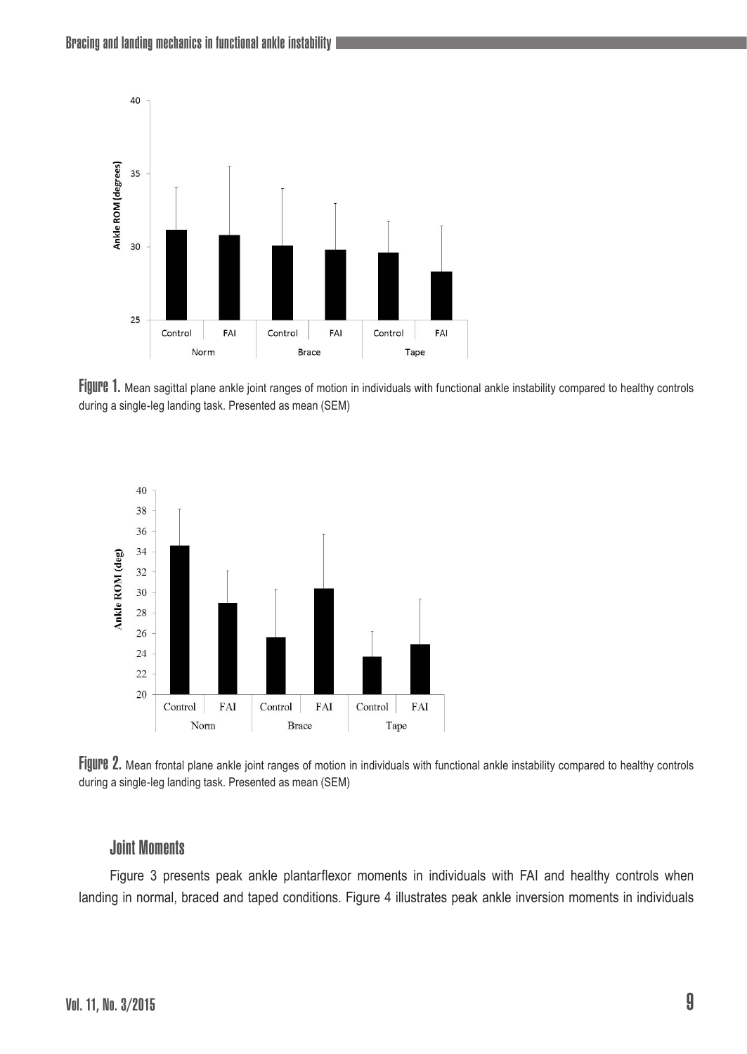Figure 1. Mean sagittal plane ankle joint ranges of motion in individuals with functional ankle instability compared to healthy controls during a single-leg landing task. Presented as mean (SEM)

Figure 2. Mean frontal plane ankle joint ranges of motion in individuals with functional ankle instability compared to healthy controls during a single-leg landing task. Presented as mean (SEM)

## Joint Moments

Figure 3 presents peak ankle plantarflexor moments in individuals with FAI and healthy controls when landing in normal, braced and taped conditions. Figure 4 illustrates peak ankle inversion moments in individuals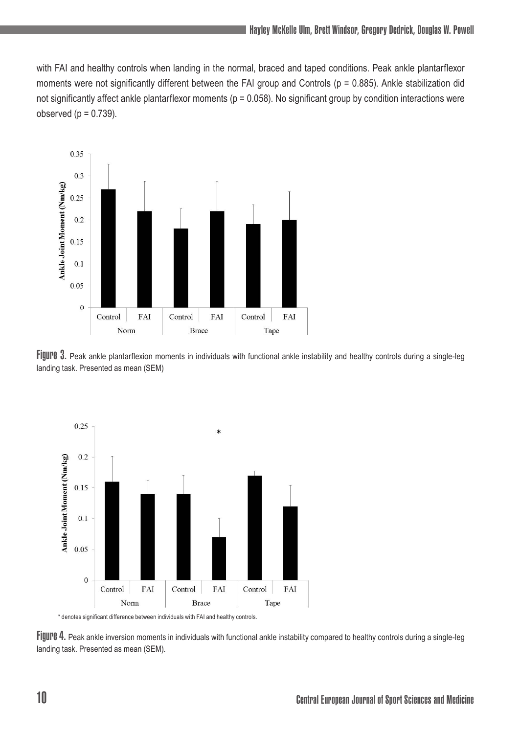with FAI and healthy controls when landing in the normal, braced and taped conditions. Peak ankle plantarflexor moments were not significantly different between the FAI group and Controls ($p = 0.885$). Ankle stabilization did not significantly affect ankle plantarflexor moments ($p = 0.058$). No significant group by condition interactions were observed ($p = 0.739$).

**Figure 3.** Peak ankle plantarflexion moments in individuals with functional ankle instability and healthy controls during a single-leg landing task. Presented as mean (SEM)

\* denotes significant difference between individuals with FAI and healthy controls.

**Figure 4.** Peak ankle inversion moments in individuals with functional ankle instability compared to healthy controls during a single-leg landing task. Presented as mean (SEM).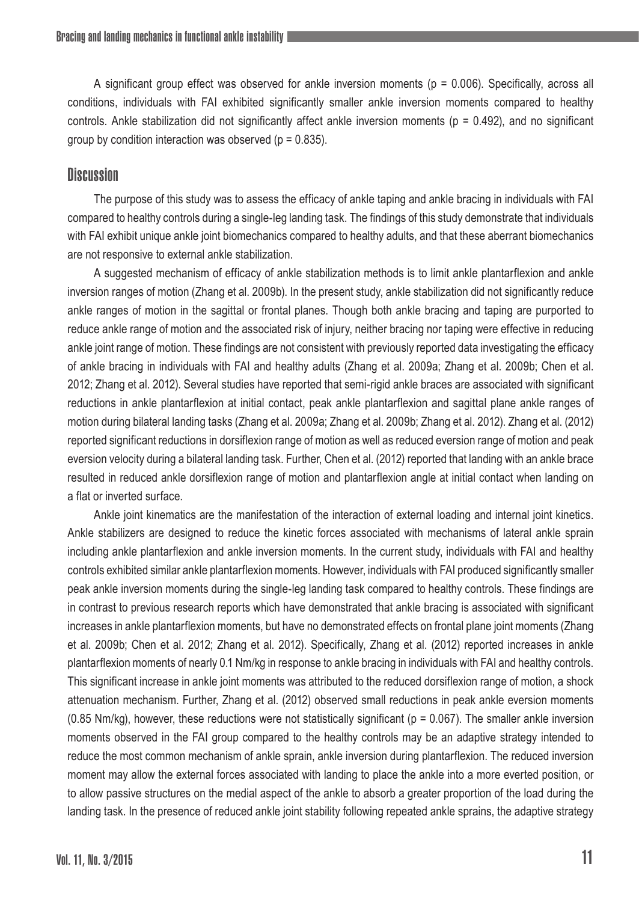A significant group effect was observed for ankle inversion moments ($p = 0.006$). Specifically, across all conditions, individuals with FAI exhibited significantly smaller ankle inversion moments compared to healthy controls. Ankle stabilization did not significantly affect ankle inversion moments ($p = 0.492$), and no significant group by condition interaction was observed ($p = 0.835$).

## Discussion

The purpose of this study was to assess the efficacy of ankle taping and ankle bracing in individuals with FAI compared to healthy controls during a single-leg landing task. The findings of this study demonstrate that individuals with FAI exhibit unique ankle joint biomechanics compared to healthy adults, and that these aberrant biomechanics are not responsive to external ankle stabilization.

A suggested mechanism of efficacy of ankle stabilization methods is to limit ankle plantarflexion and ankle inversion ranges of motion (Zhang et al. 2009b). In the present study, ankle stabilization did not significantly reduce ankle ranges of motion in the sagittal or frontal planes. Though both ankle bracing and taping are purported to reduce ankle range of motion and the associated risk of injury, neither bracing nor taping were effective in reducing ankle joint range of motion. These findings are not consistent with previously reported data investigating the efficacy of ankle bracing in individuals with FAI and healthy adults (Zhang et al. 2009a; Zhang et al. 2009b; Chen et al. 2012; Zhang et al. 2012). Several studies have reported that semi-rigid ankle braces are associated with significant reductions in ankle plantarflexion at initial contact, peak ankle plantarflexion and sagittal plane ankle ranges of motion during bilateral landing tasks (Zhang et al. 2009a; Zhang et al. 2009b; Zhang et al. 2012). Zhang et al. (2012) reported significant reductions in dorsiflexion range of motion as well as reduced eversion range of motion and peak eversion velocity during a bilateral landing task. Further, Chen et al. (2012) reported that landing with an ankle brace resulted in reduced ankle dorsiflexion range of motion and plantarflexion angle at initial contact when landing on a flat or inverted surface.

Ankle joint kinematics are the manifestation of the interaction of external loading and internal joint kinetics. Ankle stabilizers are designed to reduce the kinetic forces associated with mechanisms of lateral ankle sprain including ankle plantarflexion and ankle inversion moments. In the current study, individuals with FAI and healthy controls exhibited similar ankle plantarflexion moments. However, individuals with FAI produced significantly smaller peak ankle inversion moments during the single-leg landing task compared to healthy controls. These findings are in contrast to previous research reports which have demonstrated that ankle bracing is associated with significant increases in ankle plantarflexion moments, but have no demonstrated effects on frontal plane joint moments (Zhang et al. 2009b; Chen et al. 2012; Zhang et al. 2012). Specifically, Zhang et al. (2012) reported increases in ankle plantarflexion moments of nearly 0.1 Nm/kg in response to ankle bracing in individuals with FAI and healthy controls. This significant increase in ankle joint moments was attributed to the reduced dorsiflexion range of motion, a shock attenuation mechanism. Further, Zhang et al. (2012) observed small reductions in peak ankle eversion moments (0.85 Nm/kg), however, these reductions were not statistically significant ($p = 0.067$). The smaller ankle inversion moments observed in the FAI group compared to the healthy controls may be an adaptive strategy intended to reduce the most common mechanism of ankle sprain, ankle inversion during plantarflexion. The reduced inversion moment may allow the external forces associated with landing to place the ankle into a more everted position, or to allow passive structures on the medial aspect of the ankle to absorb a greater proportion of the load during the landing task. In the presence of reduced ankle joint stability following repeated ankle sprains, the adaptive strategy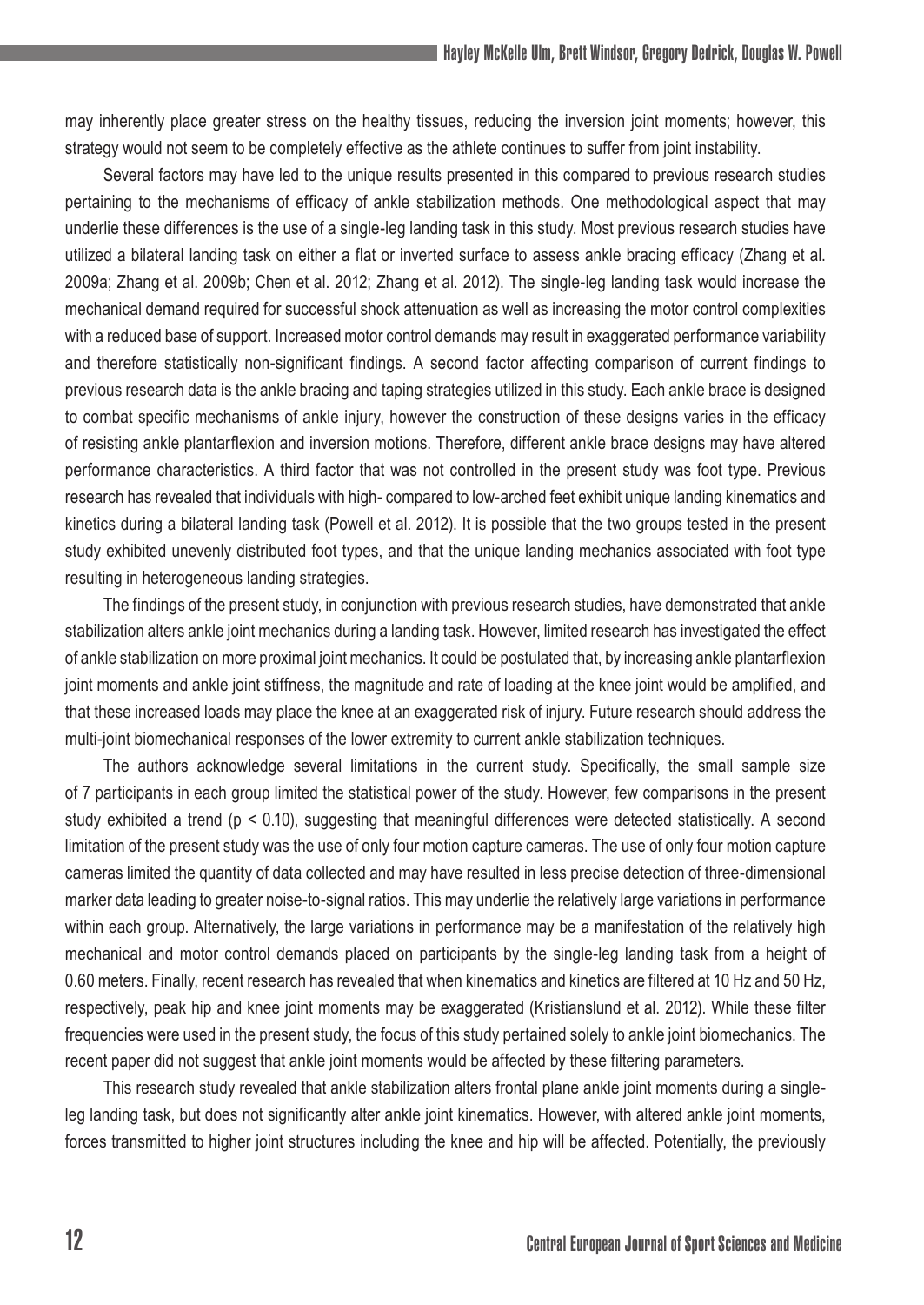may inherently place greater stress on the healthy tissues, reducing the inversion joint moments; however, this strategy would not seem to be completely effective as the athlete continues to suffer from joint instability.

Several factors may have led to the unique results presented in this compared to previous research studies pertaining to the mechanisms of efficacy of ankle stabilization methods. One methodological aspect that may underlie these differences is the use of a single-leg landing task in this study. Most previous research studies have utilized a bilateral landing task on either a flat or inverted surface to assess ankle bracing efficacy (Zhang et al. 2009a; Zhang et al. 2009b; Chen et al. 2012; Zhang et al. 2012). The single-leg landing task would increase the mechanical demand required for successful shock attenuation as well as increasing the motor control complexities with a reduced base of support. Increased motor control demands may result in exaggerated performance variability and therefore statistically non-significant findings. A second factor affecting comparison of current findings to previous research data is the ankle bracing and taping strategies utilized in this study. Each ankle brace is designed to combat specific mechanisms of ankle injury, however the construction of these designs varies in the efficacy of resisting ankle plantarflexion and inversion motions. Therefore, different ankle brace designs may have altered performance characteristics. A third factor that was not controlled in the present study was foot type. Previous research has revealed that individuals with high- compared to low-arched feet exhibit unique landing kinematics and kinetics during a bilateral landing task (Powell et al. 2012). It is possible that the two groups tested in the present study exhibited unevenly distributed foot types, and that the unique landing mechanics associated with foot type resulting in heterogeneous landing strategies.

The findings of the present study, in conjunction with previous research studies, have demonstrated that ankle stabilization alters ankle joint mechanics during a landing task. However, limited research has investigated the effect of ankle stabilization on more proximal joint mechanics. It could be postulated that, by increasing ankle plantarflexion joint moments and ankle joint stiffness, the magnitude and rate of loading at the knee joint would be amplified, and that these increased loads may place the knee at an exaggerated risk of injury. Future research should address the multi-joint biomechanical responses of the lower extremity to current ankle stabilization techniques.

The authors acknowledge several limitations in the current study. Specifically, the small sample size of 7 participants in each group limited the statistical power of the study. However, few comparisons in the present study exhibited a trend ($p < 0.10$), suggesting that meaningful differences were detected statistically. A second limitation of the present study was the use of only four motion capture cameras. The use of only four motion capture cameras limited the quantity of data collected and may have resulted in less precise detection of three-dimensional marker data leading to greater noise-to-signal ratios. This may underlie the relatively large variations in performance within each group. Alternatively, the large variations in performance may be a manifestation of the relatively high mechanical and motor control demands placed on participants by the single-leg landing task from a height of 0.60 meters. Finally, recent research has revealed that when kinematics and kinetics are filtered at 10 Hz and 50 Hz, respectively, peak hip and knee joint moments may be exaggerated (Kristianslund et al. 2012). While these filter frequencies were used in the present study, the focus of this study pertained solely to ankle joint biomechanics. The recent paper did not suggest that ankle joint moments would be affected by these filtering parameters.

This research study revealed that ankle stabilization alters frontal plane ankle joint moments during a single-leg landing task, but does not significantly alter ankle joint kinematics. However, with altered ankle joint moments, forces transmitted to higher joint structures including the knee and hip will be affected. Potentially, the previously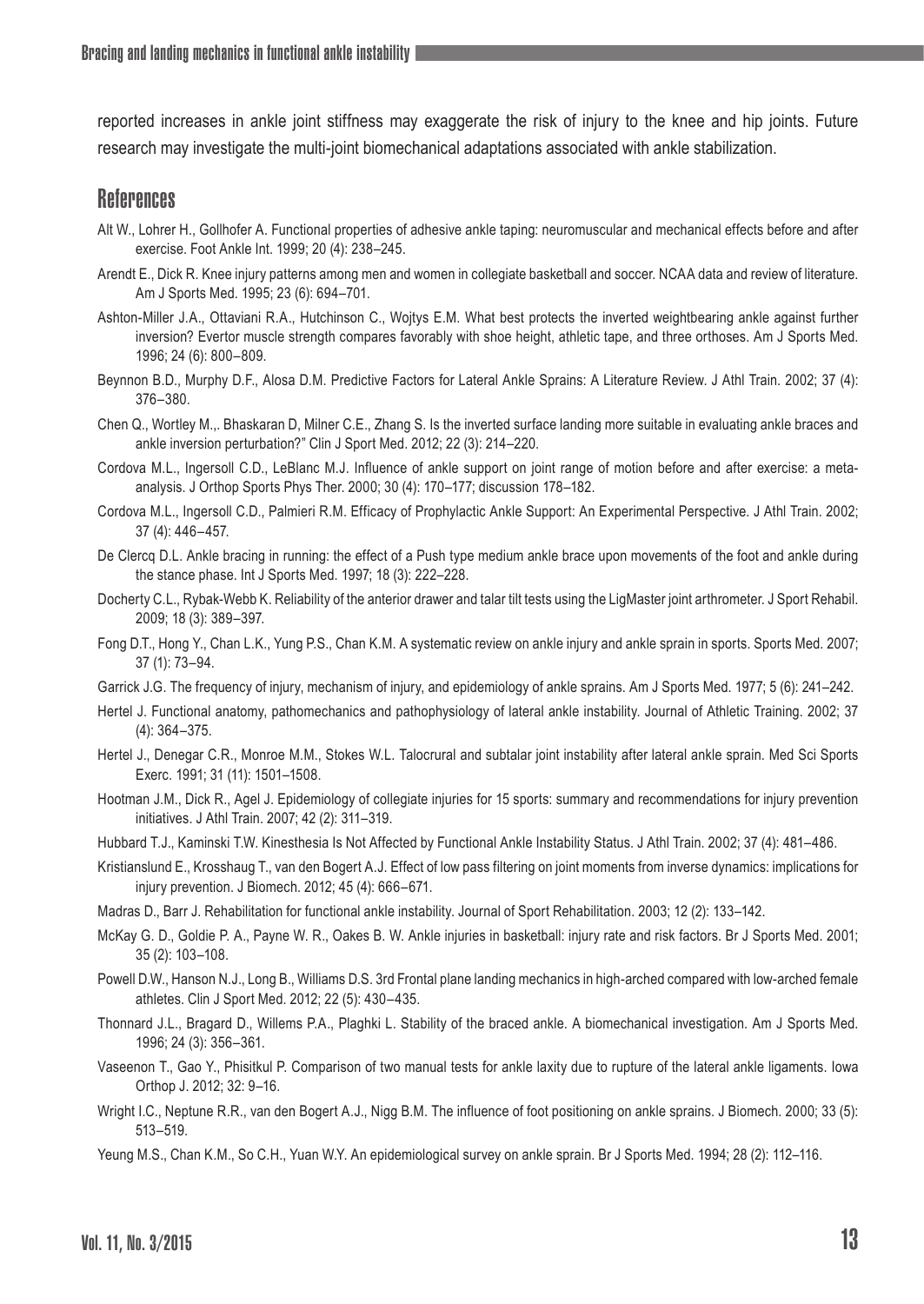reported increases in ankle joint stiffness may exaggerate the risk of injury to the knee and hip joints. Future research may investigate the multi-joint biomechanical adaptations associated with ankle stabilization.

## References

Alt W., Lohrer H., Gollhofer A. Functional properties of adhesive ankle taping: neuromuscular and mechanical effects before and after exercise. Foot Ankle Int. 1999; 20 (4): 238–245.

Arendt E., Dick R. Knee injury patterns among men and women in collegiate basketball and soccer. NCAA data and review of literature. Am J Sports Med. 1995; 23 (6): 694–701.

Ashton-Miller J.A., Ottaviani R.A., Hutchinson C., Wojtys E.M. What best protects the inverted weightbearing ankle against further inversion? Evertor muscle strength compares favorably with shoe height, athletic tape, and three orthoses. Am J Sports Med. 1996; 24 (6): 800–809.

Beynnon B.D., Murphy D.F., Alosa D.M. Predictive Factors for Lateral Ankle Sprains: A Literature Review. J Athl Train. 2002; 37 (4): 376–380.

Chen Q., Wortley M.,. Bhaskaran D, Milner C.E., Zhang S. Is the inverted surface landing more suitable in evaluating ankle braces and ankle inversion perturbation?" Clin J Sport Med. 2012; 22 (3): 214–220.

Cordova M.L., Ingersoll C.D., LeBlanc M.J. Influence of ankle support on joint range of motion before and after exercise: a meta-analysis. J Orthop Sports Phys Ther. 2000; 30 (4): 170–177; discussion 178–182.

Cordova M.L., Ingersoll C.D., Palmieri R.M. Efficacy of Prophylactic Ankle Support: An Experimental Perspective. J Athl Train. 2002; 37 (4): 446–457.

De Clercq D.L. Ankle bracing in running: the effect of a Push type medium ankle brace upon movements of the foot and ankle during the stance phase. Int J Sports Med. 1997; 18 (3): 222–228.

Docherty C.L., Rybak-Webb K. Reliability of the anterior drawer and talar tilt tests using the LigMaster joint arthrometer. J Sport Rehabil. 2009; 18 (3): 389–397.

Fong D.T., Hong Y., Chan L.K., Yung P.S., Chan K.M. A systematic review on ankle injury and ankle sprain in sports. Sports Med. 2007; 37 (1): 73–94.

Garrick J.G. The frequency of injury, mechanism of injury, and epidemiology of ankle sprains. Am J Sports Med. 1977; 5 (6): 241–242.

Hertel J. Functional anatomy, pathomechanics and pathophysiology of lateral ankle instability. Journal of Athletic Training. 2002; 37 (4): 364–375.

Hertel J., Denegar C.R., Monroe M.M., Stokes W.L. Talocrural and subtalar joint instability after lateral ankle sprain. Med Sci Sports Exerc. 1991; 31 (11): 1501–1508.

Hootman J.M., Dick R., Agel J. Epidemiology of collegiate injuries for 15 sports: summary and recommendations for injury prevention initiatives. J Athl Train. 2007; 42 (2): 311–319.

Hubbard T.J., Kaminski T.W. Kinesthesia Is Not Affected by Functional Ankle Instability Status. J Athl Train. 2002; 37 (4): 481–486.

Kristianslund E., Krosshaug T., van den Bogert A.J. Effect of low pass filtering on joint moments from inverse dynamics: implications for injury prevention. J Biomech. 2012; 45 (4): 666–671.

Madras D., Barr J. Rehabilitation for functional ankle instability. Journal of Sport Rehabilitation. 2003; 12 (2): 133–142.

McKay G. D., Goldie P. A., Payne W. R., Oakes B. W. Ankle injuries in basketball: injury rate and risk factors. Br J Sports Med. 2001; 35 (2): 103–108.

Powell D.W., Hanson N.J., Long B., Williams D.S. 3rd Frontal plane landing mechanics in high-arched compared with low-arched female athletes. Clin J Sport Med. 2012; 22 (5): 430–435.

Thonnard J.L., Bragard D., Willems P.A., Plaghki L. Stability of the braced ankle. A biomechanical investigation. Am J Sports Med. 1996; 24 (3): 356–361.

Vaseenon T., Gao Y., Phisitkul P. Comparison of two manual tests for ankle laxity due to rupture of the lateral ankle ligaments. Iowa Orthop J. 2012; 32: 9–16.

Wright I.C., Neptune R.R., van den Bogert A.J., Nigg B.M. The influence of foot positioning on ankle sprains. J Biomech. 2000; 33 (5): 513–519.

Yeung M.S., Chan K.M., So C.H., Yuan W.Y. An epidemiological survey on ankle sprain. Br J Sports Med. 1994; 28 (2): 112–116.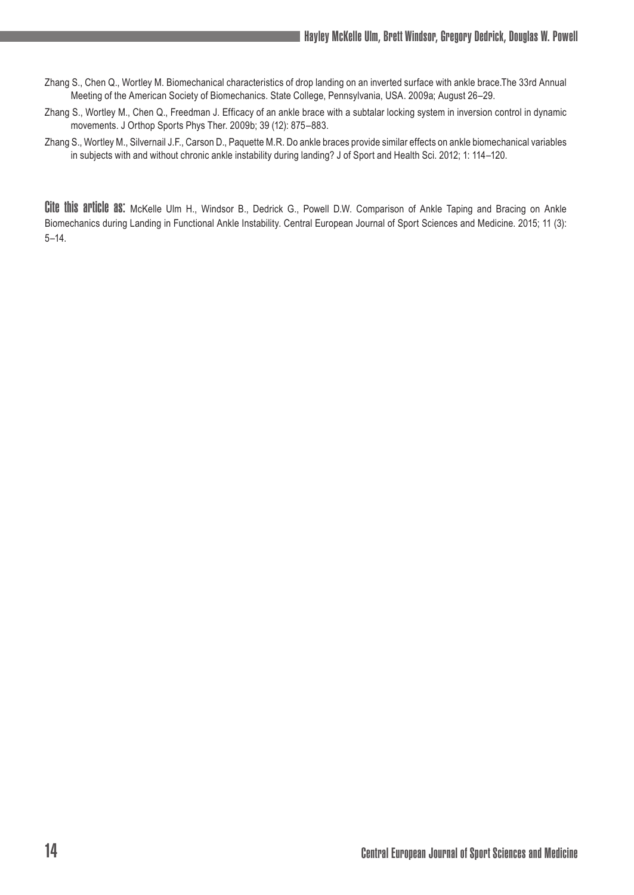Zhang S., Chen Q., Wortley M. Biomechanical characteristics of drop landing on an inverted surface with ankle brace.The 33rd Annual Meeting of the American Society of Biomechanics. State College, Pennsylvania, USA. 2009a; August 26–29.

Zhang S., Wortley M., Chen Q., Freedman J. Efficacy of an ankle brace with a subtalar locking system in inversion control in dynamic movements. J Orthop Sports Phys Ther. 2009b; 39 (12): 875–883.

Zhang S., Wortley M., Silvernail J.F., Carson D., Paquette M.R. Do ankle braces provide similar effects on ankle biomechanical variables in subjects with and without chronic ankle instability during landing? J of Sport and Health Sci. 2012; 1: 114–120.

**Cite this article as:** McKelle Ulm H., Windsor B., Dedrick G., Powell D.W. Comparison of Ankle Taping and Bracing on Ankle Biomechanics during Landing in Functional Ankle Instability. Central European Journal of Sport Sciences and Medicine. 2015; 11 (3): 5–14.